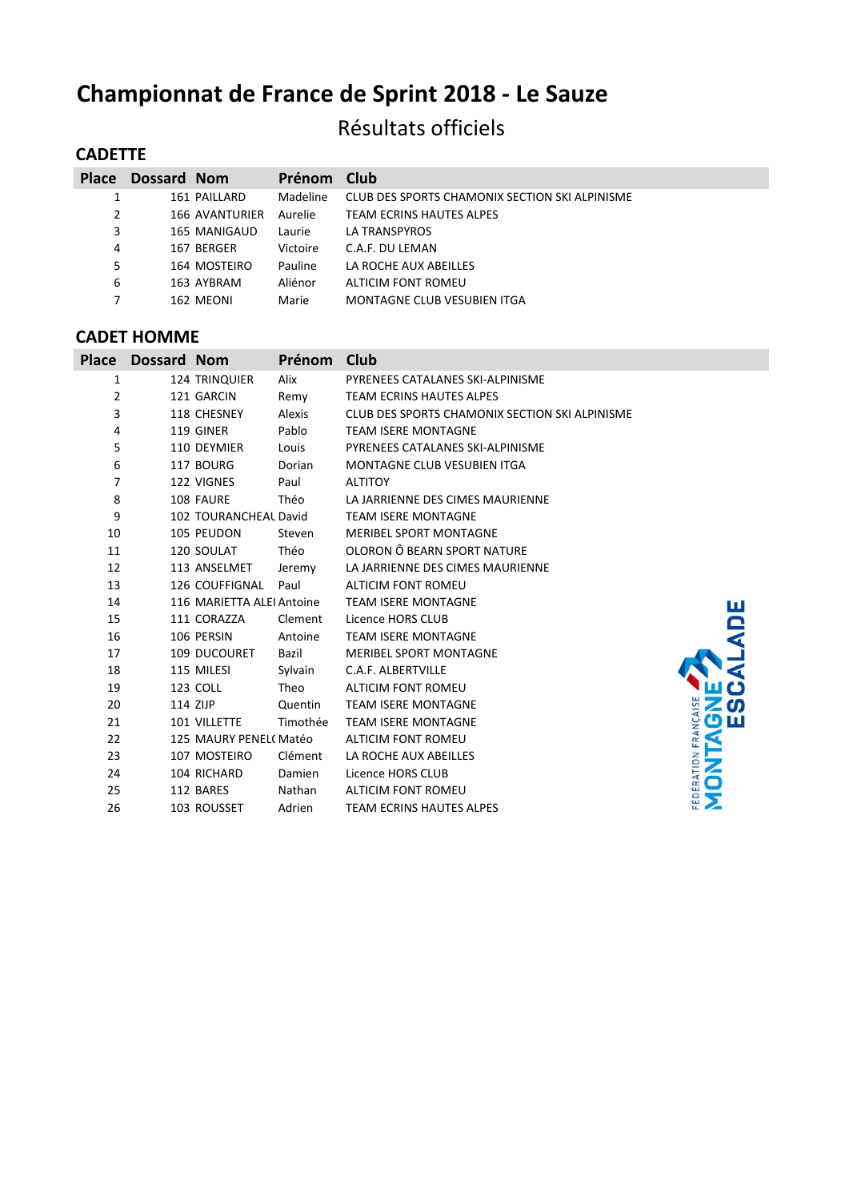# Championnat de France de Sprint 2018 - Le Sauze

## Résultats officiels

### CADETTE

| Place | Dossard | Nom | Prénom | Club |
|---|---|---|---|---|
| 1 | 161 | PAILLARD | Madeline | CLUB DES SPORTS CHAMONIX SECTION SKI ALPINISME |
| 2 | 166 | AVANTURIER | Aurelie | TEAM ECRINS HAUTES ALPES |
| 3 | 165 | MANIGAUD | Laurie | LA TRANSPYROS |
| 4 | 167 | BERGER | Victoire | C.A.F. DU LEMAN |
| 5 | 164 | MOSTEIRO | Pauline | LA ROCHE AUX ABEILLES |
| 6 | 163 | AYBRAM | Aliénor | ALTICIM FONT ROMEU |
| 7 | 162 | MEONI | Marie | MONTAGNE CLUB VESUBIEN ITGA |

### CADET HOMME

| Place | Dossard | Nom | Prénom | Club |
|---|---|---|---|---|
| 1 | 124 | TRINQUIER | Alix | PYRENEES CATALANES SKI-ALPINISME |
| 2 | 121 | GARCIN | Remy | TEAM ECRINS HAUTES ALPES |
| 3 | 118 | CHESNEY | Alexis | CLUB DES SPORTS CHAMONIX SECTION SKI ALPINISME |
| 4 | 119 | GINER | Pablo | TEAM ISERE MONTAGNE |
| 5 | 110 | DEYMIER | Louis | PYRENEES CATALANES SKI-ALPINISME |
| 6 | 117 | BOURG | Dorian | MONTAGNE CLUB VESUBIEN ITGA |
| 7 | 122 | VIGNES | Paul | ALTITOY |
| 8 | 108 | FAURE | Théo | LA JARRIENNE DES CIMES MAURIENNE |
| 9 | 102 | TOURANCHEAU | David | TEAM ISERE MONTAGNE |
| 10 | 105 | PEUDON | Steven | MERIBEL SPORT MONTAGNE |
| 11 | 120 | SOULAT | Théo | OLORON Ô BEARN SPORT NATURE |
| 12 | 113 | ANSELMET | Jeremy | LA JARRIENNE DES CIMES MAURIENNE |
| 13 | 126 | COUFFIGNAL | Paul | ALTICIM FONT ROMEU |
| 14 | 116 | MARIETTA ALEI | Antoine | TEAM ISERE MONTAGNE |
| 15 | 111 | CORAZZA | Clement | Licence HORS CLUB |
| 16 | 106 | PERSIN | Antoine | TEAM ISERE MONTAGNE |
| 17 | 109 | DUCOURET | Bazil | MERIBEL SPORT MONTAGNE |
| 18 | 115 | MILESI | Sylvain | C.A.F. ALBERTVILLE |
| 19 | 123 | COLL | Theo | ALTICIM FONT ROMEU |
| 20 | 114 | ZIJP | Quentin | TEAM ISERE MONTAGNE |
| 21 | 101 | VILLETTE | Timothée | TEAM ISERE MONTAGNE |
| 22 | 125 | MAURY PENEL( | Matéo | ALTICIM FONT ROMEU |
| 23 | 107 | MOSTEIRO | Clément | LA ROCHE AUX ABEILLES |
| 24 | 104 | RICHARD | Damien | Licence HORS CLUB |
| 25 | 112 | BARES | Nathan | ALTICIM FONT ROMEU |
| 26 | 103 | ROUSSET | Adrien | TEAM ECRINS HAUTES ALPES |

FÉDÉRATION FRANÇAISE MONTAGNE ESCALADE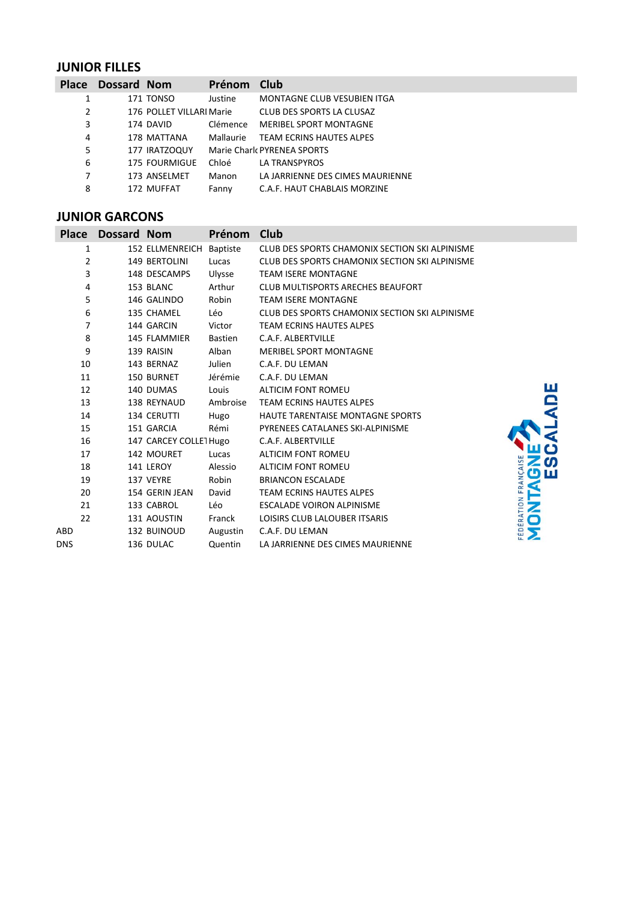## JUNIOR FILLES

| Place | Dossard | Nom | Prénom | Club |
|---|---|---|---|---|
| 1 | 171 | TONSO | Justine | MONTAGNE CLUB VESUBIEN ITGA |
| 2 | 176 | POLLET VILLARI | Marie | CLUB DES SPORTS LA CLUSAZ |
| 3 | 174 | DAVID | Clémence | MERIBEL SPORT MONTAGNE |
| 4 | 178 | MATTANA | Mallaurie | TEAM ECRINS HAUTES ALPES |
| 5 | 177 | IRATZOQUY | Marie Charlc | PYRENEA SPORTS |
| 6 | 175 | FOURMIGUE | Chloé | LA TRANSPYROS |
| 7 | 173 | ANSELMET | Manon | LA JARRIENNE DES CIMES MAURIENNE |
| 8 | 172 | MUFFAT | Fanny | C.A.F. HAUT CHABLAIS MORZINE |

## JUNIOR GARCONS

| Place | Dossard | Nom | Prénom | Club |
|---|---|---|---|---|
| 1 | 152 | ELLMENREICH | Baptiste | CLUB DES SPORTS CHAMONIX SECTION SKI ALPINISME |
| 2 | 149 | BERTOLINI | Lucas | CLUB DES SPORTS CHAMONIX SECTION SKI ALPINISME |
| 3 | 148 | DESCAMPS | Ulysse | TEAM ISERE MONTAGNE |
| 4 | 153 | BLANC | Arthur | CLUB MULTISPORTS ARECHES BEAUFORT |
| 5 | 146 | GALINDO | Robin | TEAM ISERE MONTAGNE |
| 6 | 135 | CHAMEL | Léo | CLUB DES SPORTS CHAMONIX SECTION SKI ALPINISME |
| 7 | 144 | GARCIN | Victor | TEAM ECRINS HAUTES ALPES |
| 8 | 145 | FLAMMIER | Bastien | C.A.F. ALBERTVILLE |
| 9 | 139 | RAISIN | Alban | MERIBEL SPORT MONTAGNE |
| 10 | 143 | BERNAZ | Julien | C.A.F. DU LEMAN |
| 11 | 150 | BURNET | Jérémie | C.A.F. DU LEMAN |
| 12 | 140 | DUMAS | Louis | ALTICIM FONT ROMEU |
| 13 | 138 | REYNAUD | Ambroise | TEAM ECRINS HAUTES ALPES |
| 14 | 134 | CERUTTI | Hugo | HAUTE TARENTAISE MONTAGNE SPORTS |
| 15 | 151 | GARCIA | Rémi | PYRENEES CATALANES SKI-ALPINISME |
| 16 | 147 | CARCEY COLLET | Hugo | C.A.F. ALBERTVILLE |
| 17 | 142 | MOURET | Lucas | ALTICIM FONT ROMEU |
| 18 | 141 | LEROY | Alessio | ALTICIM FONT ROMEU |
| 19 | 137 | VEYRE | Robin | BRIANCON ESCALADE |
| 20 | 154 | GERIN JEAN | David | TEAM ECRINS HAUTES ALPES |
| 21 | 133 | CABROL | Léo | ESCALADE VOIRON ALPINISME |
| 22 | 131 | AOUSTIN | Franck | LOISIRS CLUB LALOUBER ITSARIS |
| ABD | 132 | BUINOUD | Augustin | C.A.F. DU LEMAN |
| DNS | 136 | DULAC | Quentin | LA JARRIENNE DES CIMES MAURIENNE |

FÉDÉRATION FRANÇAISE MONTAGNE ESCALADE